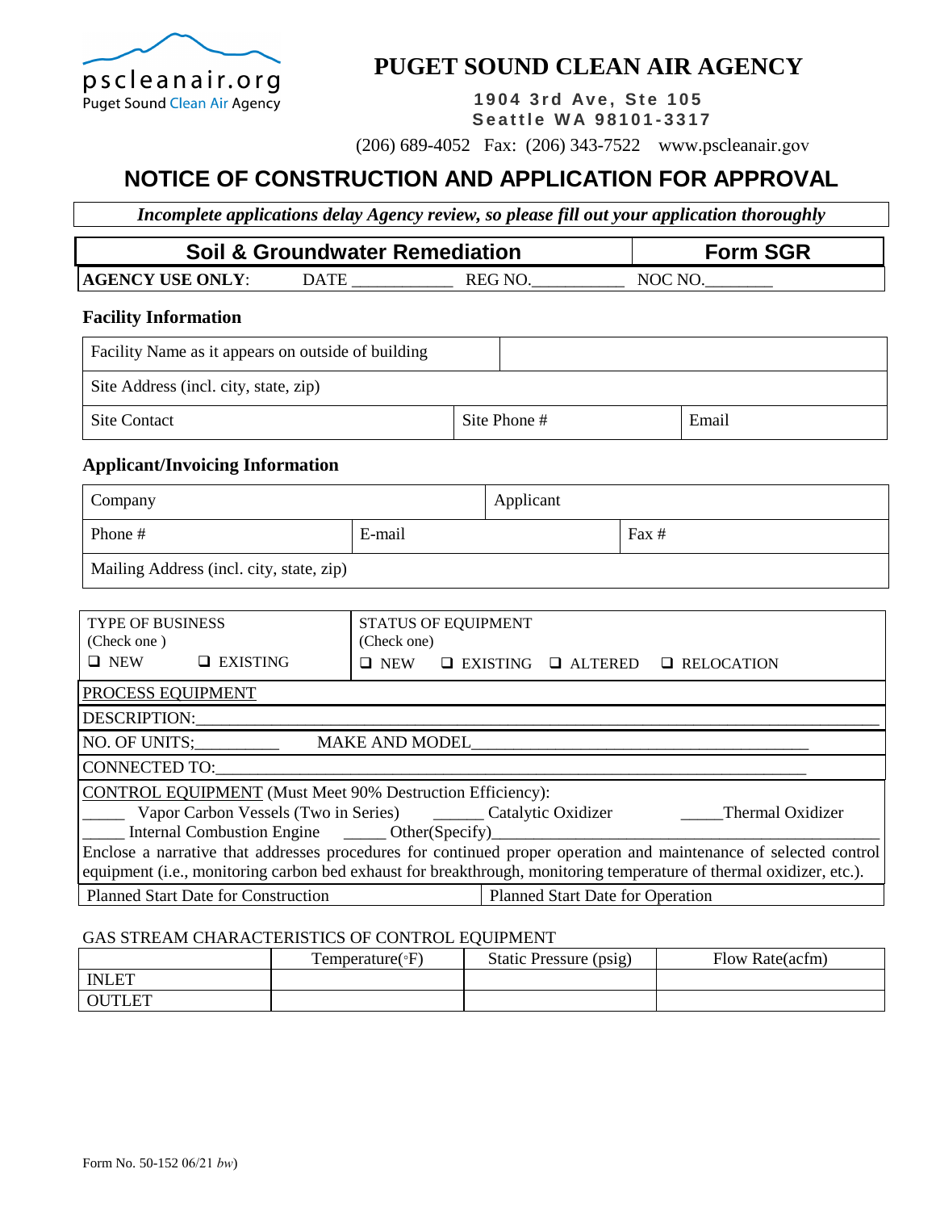pscleanair.org
Puget Sound Clean Air Agency

# PUGET SOUND CLEAN AIR AGENCY

**1904 3rd Ave, Ste 105**
**Seattle WA 98101-3317**

(206) 689-4052 Fax: (206) 343-7522 www.pscleanair.gov

## NOTICE OF CONSTRUCTION AND APPLICATION FOR APPROVAL

*Incomplete applications delay Agency review, so please fill out your application thoroughly*

| Soil & Groundwater Remediation | Form SGR |
|---|---|

**AGENCY USE ONLY**: DATE ____________ REG NO.___________ NOC NO.________

### Facility Information

| Facility Name as it appears on outside of building | | |
|---|---|---|
| Site Address (incl. city, state, zip) | | |
| Site Contact | Site Phone # | Email |

### Applicant/Invoicing Information

| Company | | Applicant |
|---|---|---|
| Phone # | E-mail | Fax # |
| Mailing Address (incl. city, state, zip) | | |

| TYPE OF BUSINESS (Check one) | STATUS OF EQUIPMENT (Check one) |
|---|---|
| ❑ NEW ❑ EXISTING | ❑ NEW ❑ EXISTING ❑ ALTERED ❑ RELOCATION |

PROCESS EQUIPMENT

DESCRIPTION:___________________________________________________________________________

NO. OF UNITS;__________ MAKE AND MODEL________________________________________

CONNECTED TO:_______________________________________________________________________

CONTROL EQUIPMENT (Must Meet 90% Destruction Efficiency):

_____ Vapor Carbon Vessels (Two in Series) ______ Catalytic Oxidizer _____Thermal Oxidizer

_____ Internal Combustion Engine _____ Other(Specify)_________________________________

Enclose a narrative that addresses procedures for continued proper operation and maintenance of selected control equipment (i.e., monitoring carbon bed exhaust for breakthrough, monitoring temperature of thermal oxidizer, etc.).

| Planned Start Date for Construction | Planned Start Date for Operation |
|---|---|

GAS STREAM CHARACTERISTICS OF CONTROL EQUIPMENT

| | Temperature(°F) | Static Pressure (psig) | Flow Rate(acfm) |
|---|---|---|---|
| INLET | | | |
| OUTLET | | | |

Form No. 50-152 06/21 *bw*)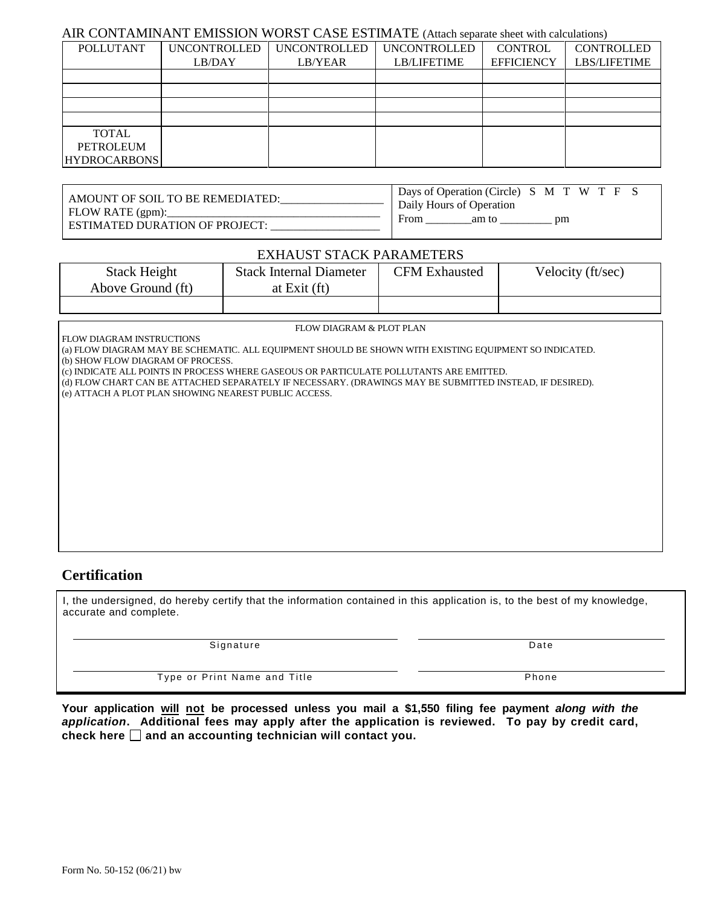AIR CONTAMINANT EMISSION WORST CASE ESTIMATE (Attach separate sheet with calculations)

| POLLUTANT | UNCONTROLLED LB/DAY | UNCONTROLLED LB/YEAR | UNCONTROLLED LB/LIFETIME | CONTROL EFFICIENCY | CONTROLLED LBS/LIFETIME |
|---|---|---|---|---|---|
| | | | | | |
| | | | | | |
| | | | | | |
| | | | | | |
| TOTAL PETROLEUM HYDROCARBONS | | | | | |

AMOUNT OF SOIL TO BE REMEDIATED:_________________
FLOW RATE (gpm):___________________________________
ESTIMATED DURATION OF PROJECT: __________________

Days of Operation (Circle) S M T W T F S
Daily Hours of Operation
From ________am to _________ pm

EXHAUST STACK PARAMETERS

| Stack Height Above Ground (ft) | Stack Internal Diameter at Exit (ft) | CFM Exhausted | Velocity (ft/sec) |
|---|---|---|---|
| | | | |

FLOW DIAGRAM & PLOT PLAN

FLOW DIAGRAM INSTRUCTIONS

(a) FLOW DIAGRAM MAY BE SCHEMATIC. ALL EQUIPMENT SHOULD BE SHOWN WITH EXISTING EQUIPMENT SO INDICATED.
(b) SHOW FLOW DIAGRAM OF PROCESS.
(c) INDICATE ALL POINTS IN PROCESS WHERE GASEOUS OR PARTICULATE POLLUTANTS ARE EMITTED.
(d) FLOW CHART CAN BE ATTACHED SEPARATELY IF NECESSARY. (DRAWINGS MAY BE SUBMITTED INSTEAD, IF DESIRED).
(e) ATTACH A PLOT PLAN SHOWING NEAREST PUBLIC ACCESS.

## Certification

I, the undersigned, do hereby certify that the information contained in this application is, to the best of my knowledge, accurate and complete.

_______________________________ Signature

_______________________________ Date

_______________________________ Type or Print Name and Title

_______________________________ Phone

**Your application <u>will</u> <u>not</u> be processed unless you mail a $1,550 filing fee payment *along with the application*. Additional fees may apply after the application is reviewed. To pay by credit card, check here ☐ and an accounting technician will contact you.**

Form No. 50-152 (06/21) bw